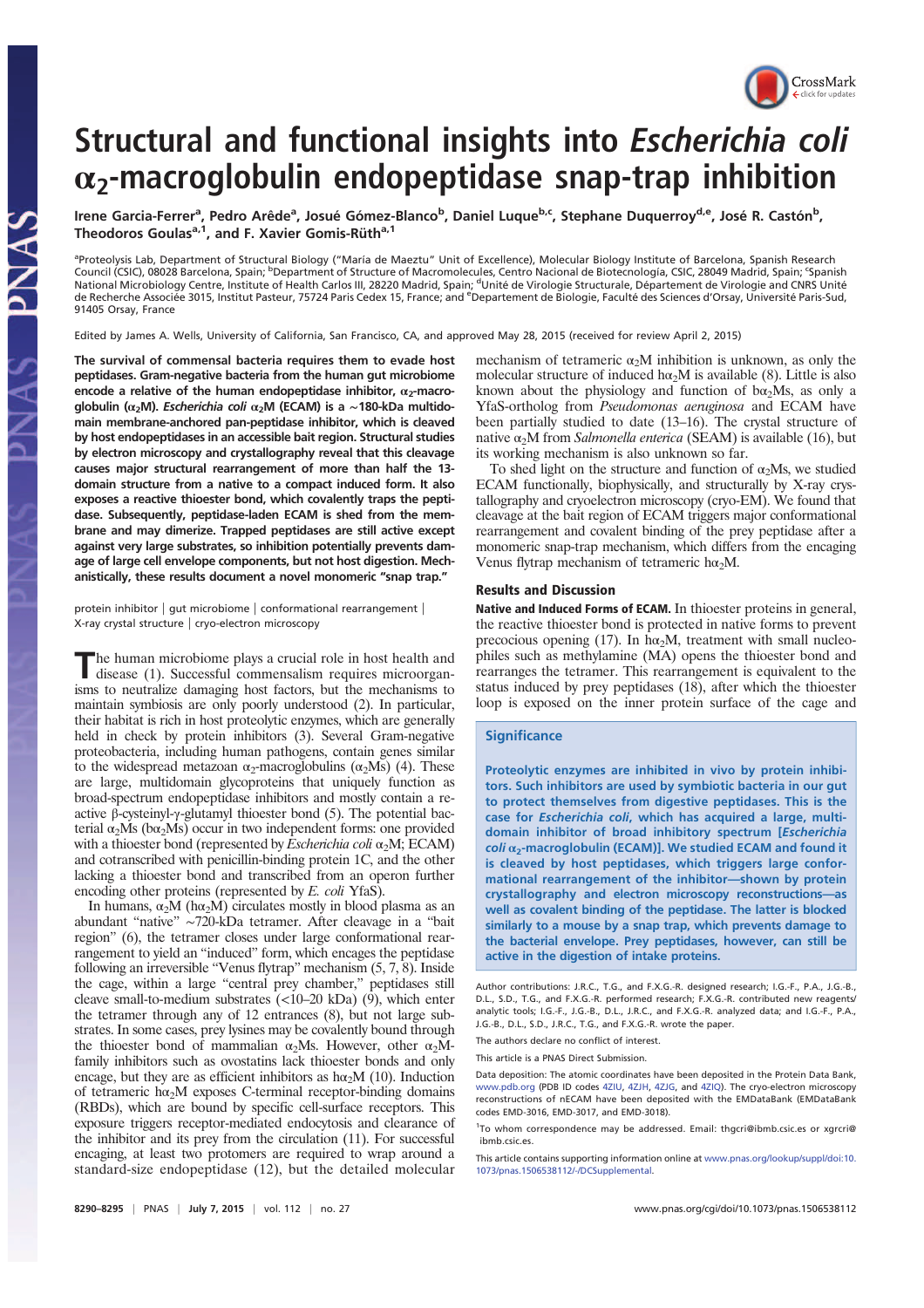# Structural and functional insights into *Escherichia coli* $\alpha_2$-macroglobulin endopeptidase snap-trap inhibition

Irene Garcia-Ferrer[a], Pedro Arêde[a], Josué Gómez-Blanco[b], Daniel Luque[b,c], Stephane Duquerroy[d,e], José R. Castón[b], Theodoros Goulas[a,1], and F. Xavier Gomis-Rüth[a,1]

[a]Proteolysis Lab, Department of Structural Biology ("María de Maeztu" Unit of Excellence), Molecular Biology Institute of Barcelona, Spanish Research Council (CSIC), 08028 Barcelona, Spain; [b]Department of Structure of Macromolecules, Centro Nacional de Biotecnología, CSIC, 28049 Madrid, Spain; [c]Spanish National Microbiology Centre, Institute of Health Carlos III, 28220 Madrid, Spain; [d]Unité de Virologie Structurale, Département de Virologie and CNRS Unité de Recherche Associée 3015, Institut Pasteur, 75724 Paris Cedex 15, France; and [e]Departement de Biologie, Faculté des Sciences d'Orsay, Université Paris-Sud, 91405 Orsay, France

Edited by James A. Wells, University of California, San Francisco, CA, and approved May 28, 2015 (received for review April 2, 2015)

**The survival of commensal bacteria requires them to evade host peptidases. Gram-negative bacteria from the human gut microbiome encode a relative of the human endopeptidase inhibitor, $\alpha_2$-macroglobulin ($\alpha_2$M). *Escherichia coli* $\alpha_2$M (ECAM) is a ~180-kDa multidomain membrane-anchored pan-peptidase inhibitor, which is cleaved by host endopeptidases in an accessible bait region. Structural studies by electron microscopy and crystallography reveal that this cleavage causes major structural rearrangement of more than half the 13-domain structure from a native to a compact induced form. It also exposes a reactive thioester bond, which covalently traps the peptidase. Subsequently, peptidase-laden ECAM is shed from the membrane and may dimerize. Trapped peptidases are still active except against very large substrates, so inhibition potentially prevents damage of large cell envelope components, but not host digestion. Mechanistically, these results document a novel monomeric "snap trap."**

protein inhibitor | gut microbiome | conformational rearrangement | X-ray crystal structure | cryo-electron microscopy

The human microbiome plays a crucial role in host health and disease (1). Successful commensalism requires microorganisms to neutralize damaging host factors, but the mechanisms to maintain symbiosis are only poorly understood (2). In particular, their habitat is rich in host proteolytic enzymes, which are generally held in check by protein inhibitors (3). Several Gram-negative proteobacteria, including human pathogens, contain genes similar to the widespread metazoan $\alpha_2$-macroglobulins ($\alpha_2$Ms) (4). These are large, multidomain glycoproteins that uniquely function as broad-spectrum endopeptidase inhibitors and mostly contain a reactive β-cysteinyl-γ-glutamyl thioester bond (5). The potential bacterial $\alpha_2$Ms (b$\alpha_2$Ms) occur in two independent forms: one provided with a thioester bond (represented by *Escherichia coli* $\alpha_2$M; ECAM) and cotranscribed with penicillin-binding protein 1C, and the other lacking a thioester bond and transcribed from an operon further encoding other proteins (represented by *E. coli* YfaS).

In humans, $\alpha_2$M (h$\alpha_2$M) circulates mostly in blood plasma as an abundant "native" ~720-kDa tetramer. After cleavage in a "bait region" (6), the tetramer closes under large conformational rearrangement to yield an "induced" form, which encages the peptidase following an irreversible "Venus flytrap" mechanism (5, 7, 8). Inside the cage, within a large "central prey chamber," peptidases still cleave small-to-medium substrates (<10–20 kDa) (9), which enter the tetramer through any of 12 entrances (8), but not large substrates. In some cases, prey lysines may be covalently bound through the thioester bond of mammalian $\alpha_2$Ms. However, other $\alpha_2$M-family inhibitors such as ovostatins lack thioester bonds and only encage, but they are as efficient inhibitors as h$\alpha_2$M (10). Induction of tetrameric h$\alpha_2$M exposes C-terminal receptor-binding domains (RBDs), which are bound by specific cell-surface receptors. This exposure triggers receptor-mediated endocytosis and clearance of the inhibitor and its prey from the circulation (11). For successful encaging, at least two protomers are required to wrap around a standard-size endopeptidase (12), but the detailed molecular mechanism of tetrameric $\alpha_2$M inhibition is unknown, as only the molecular structure of induced h$\alpha_2$M is available (8). Little is also known about the physiology and function of b$\alpha_2$Ms, as only a YfaS-ortholog from *Pseudomonas aeruginosa* and ECAM have been partially studied to date (13–16). The crystal structure of native $\alpha_2$M from *Salmonella enterica* (SEAM) is available (16), but its working mechanism is also unknown so far.

To shed light on the structure and function of $\alpha_2$Ms, we studied ECAM functionally, biophysically, and structurally by X-ray crystallography and cryoelectron microscopy (cryo-EM). We found that cleavage at the bait region of ECAM triggers major conformational rearrangement and covalent binding of the prey peptidase after a monomeric snap-trap mechanism, which differs from the encaging Venus flytrap mechanism of tetrameric h$\alpha_2$M.

## Results and Discussion

**Native and Induced Forms of ECAM.** In thioester proteins in general, the reactive thioester bond is protected in native forms to prevent precocious opening (17). In h$\alpha_2$M, treatment with small nucleophiles such as methylamine (MA) opens the thioester bond and rearranges the tetramer. This rearrangement is equivalent to the status induced by prey peptidases (18), after which the thioester loop is exposed on the inner protein surface of the cage and

### Significance

Proteolytic enzymes are inhibited in vivo by protein inhibitors. Such inhibitors are used by symbiotic bacteria in our gut to protect themselves from digestive peptidases. This is the case for *Escherichia coli*, which has acquired a large, multidomain inhibitor of broad inhibitory spectrum [*Escherichia coli* $\alpha_2$-macroglobulin (ECAM)]. We studied ECAM and found it is cleaved by host peptidases, which triggers large conformational rearrangement of the inhibitor—shown by protein crystallography and electron microscopy reconstructions—as well as covalent binding of the peptidase. The latter is blocked similarly to a mouse by a snap trap, which prevents damage to the bacterial envelope. Prey peptidases, however, can still be active in the digestion of intake proteins.

Author contributions: J.R.C., T.G., and F.X.G.-R. designed research; I.G.-F., P.A., J.G.-B., D.L., S.D., T.G., and F.X.G.-R. performed research; F.X.G.-R. contributed new reagents/analytic tools; I.G.-F., J.G.-B., D.L., J.R.C., and F.X.G.-R. analyzed data; and I.G.-F., P.A., J.G.-B., D.L., S.D., J.R.C., T.G., and F.X.G.-R. wrote the paper.

The authors declare no conflict of interest.

This article is a PNAS Direct Submission.

Data deposition: The atomic coordinates have been deposited in the Protein Data Bank, www.pdb.org (PDB ID codes 4ZIU, 4ZJH, 4ZJG, and 4ZIQ). The cryo-electron microscopy reconstructions of nECAM have been deposited with the EMDataBank (EMDataBank codes EMD-3016, EMD-3017, and EMD-3018).

[1]To whom correspondence may be addressed. Email: thgcri@ibmb.csic.es or xgrcri@ibmb.csic.es.

This article contains supporting information online at www.pnas.org/lookup/suppl/doi:10.1073/pnas.1506538112/-/DCSupplemental.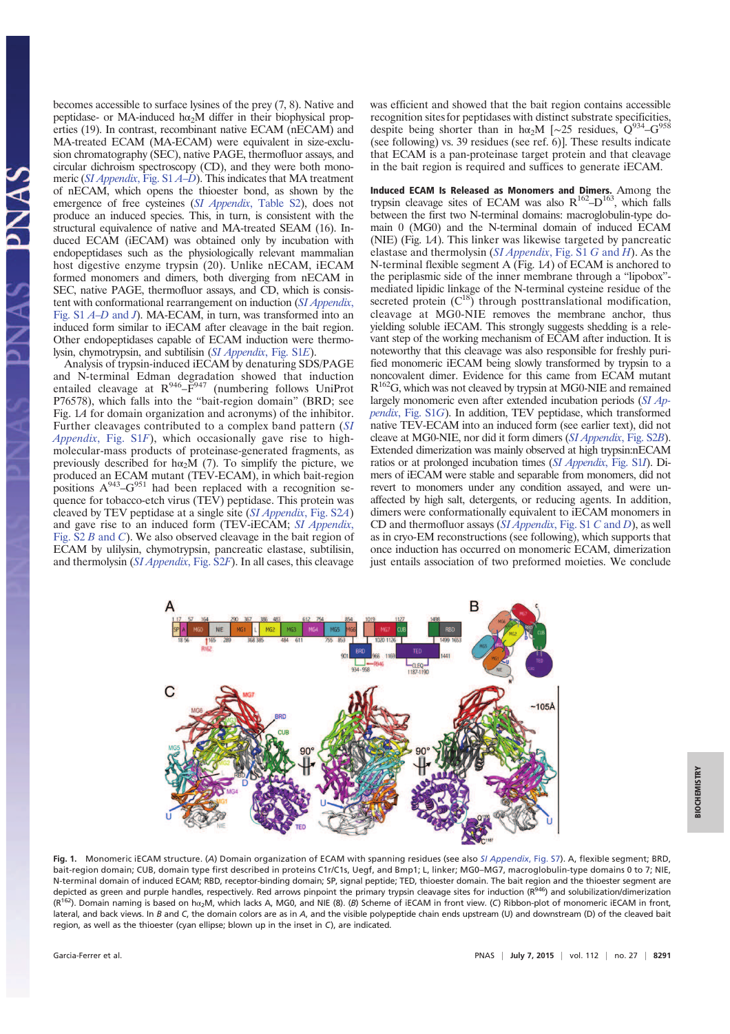becomes accessible to surface lysines of the prey (7, 8). Native and peptidase- or MA-induced h$\alpha_2$M differ in their biophysical properties (19). In contrast, recombinant native ECAM (nECAM) and MA-treated ECAM (MA-ECAM) were equivalent in size-exclusion chromatography (SEC), native PAGE, thermofluor assays, and circular dichroism spectroscopy (CD), and they were both monomeric (*SI Appendix*, Fig. S1 *A–D*). This indicates that MA treatment of nECAM, which opens the thioester bond, as shown by the emergence of free cysteines (*SI Appendix*, Table S2), does not produce an induced species. This, in turn, is consistent with the structural equivalence of native and MA-treated SEAM (16). Induced ECAM (iECAM) was obtained only by incubation with endopeptidases such as the physiologically relevant mammalian host digestive enzyme trypsin (20). Unlike nECAM, iECAM formed monomers and dimers, both diverging from nECAM in SEC, native PAGE, thermofluor assays, and CD, which is consistent with conformational rearrangement on induction (*SI Appendix*, Fig. S1 *A–D* and *J*). MA-ECAM, in turn, was transformed into an induced form similar to iECAM after cleavage in the bait region. Other endopeptidases capable of ECAM induction were thermolysin, chymotrypsin, and subtilisin (*SI Appendix*, Fig. S1*E*).

Analysis of trypsin-induced iECAM by denaturing SDS/PAGE and N-terminal Edman degradation showed that induction entailed cleavage at $R^{946}$–$F^{947}$ (numbering follows UniProt P76578), which falls into the "bait-region domain" (BRD; see Fig. 1*A* for domain organization and acronyms) of the inhibitor. Further cleavages contributed to a complex band pattern (*SI Appendix*, Fig. S1*F*), which occasionally gave rise to high-molecular-mass products of proteinase-generated fragments, as previously described for h$\alpha_2$M (7). To simplify the picture, we produced an ECAM mutant (TEV-ECAM), in which bait-region positions $A^{943}$–$G^{951}$ had been replaced with a recognition sequence for tobacco-etch virus (TEV) peptidase. This protein was cleaved by TEV peptidase at a single site (*SI Appendix*, Fig. S2*A*) and gave rise to an induced form (TEV-iECAM; *SI Appendix*, Fig. S2 *B* and *C*). We also observed cleavage in the bait region of ECAM by ulilysin, chymotrypsin, pancreatic elastase, subtilisin, and thermolysin (*SI Appendix*, Fig. S2*F*). In all cases, this cleavage was efficient and showed that the bait region contains accessible recognition sites for peptidases with distinct substrate specificities, despite being shorter than in h$\alpha_2$M [~25 residues, $Q^{934}$–$G^{958}$ (see following) vs. 39 residues (see ref. 6)]. These results indicate that ECAM is a pan-proteinase target protein and that cleavage in the bait region is required and suffices to generate iECAM.

**Induced ECAM Is Released as Monomers and Dimers.** Among the trypsin cleavage sites of ECAM was also $R^{162}$–$D^{163}$, which falls between the first two N-terminal domains: macroglobulin-type domain 0 (MG0) and the N-terminal domain of induced ECAM (NIE) (Fig. 1*A*). This linker was likewise targeted by pancreatic elastase and thermolysin (*SI Appendix*, Fig. S1 *G* and *H*). As the N-terminal flexible segment A (Fig. 1*A*) of ECAM is anchored to the periplasmic side of the inner membrane through a "lipobox"-mediated lipidic linkage of the N-terminal cysteine residue of the secreted protein ($C^{18}$) through posttranslational modification, cleavage at MG0-NIE removes the membrane anchor, thus yielding soluble iECAM. This strongly suggests shedding is a relevant step of the working mechanism of ECAM after induction. It is noteworthy that this cleavage was also responsible for highly purified monomeric iECAM being slowly transformed by trypsin to a noncovalent dimer. Evidence for this came from ECAM mutant $R^{162}$G, which was not cleaved by trypsin at MG0-NIE and remained largely monomeric even after extended incubation periods (*SI Appendix*, Fig. S1*G*). In addition, TEV peptidase, which transformed native TEV-ECAM into an induced form (see earlier text), did not cleave at MG0-NIE, nor did it form dimers (*SI Appendix*, Fig. S2*B*). Extended dimerization was mainly observed at high trypsin:nECAM ratios or at prolonged incubation times (*SI Appendix*, Fig. S1*I*). Dimers of iECAM were stable and separable from monomers, did not revert to monomers under any condition assayed, and were unaffected by high salt, detergents, or reducing agents. In addition, dimers were conformationally equivalent to iECAM monomers in CD and thermofluor assays (*SI Appendix*, Fig. S1 *C* and *D*), as well as in cryo-EM reconstructions (see following), which supports that once induction has occurred on monomeric ECAM, dimerization just entails association of two preformed moieties. We conclude

**Fig. 1.** Monomeric iECAM structure. (*A*) Domain organization of ECAM with spanning residues (see also *SI Appendix*, Fig. S7). A, flexible segment; BRD, bait-region domain; CUB, domain type first described in proteins C1r/C1s, Uegf, and Bmp1; L, linker; MG0–MG7, macroglobulin-type domains 0 to 7; NIE, N-terminal domain of induced ECAM; RBD, receptor-binding domain; SP, signal peptide; TED, thioester domain. The bait region and the thioester segment are depicted as green and purple handles, respectively. Red arrows pinpoint the primary trypsin cleavage sites for induction ($R^{946}$) and solubilization/dimerization ($R^{162}$). Domain naming is based on h$\alpha_2$M, which lacks A, MG0, and NIE (8). (*B*) Scheme of iECAM in front view. (*C*) Ribbon-plot of monomeric iECAM in front, lateral, and back views. In *B* and *C*, the domain colors are as in *A*, and the visible polypeptide chain ends upstream (U) and downstream (D) of the cleaved bait region, as well as the thioester (cyan ellipse; blown up in the inset in *C*), are indicated.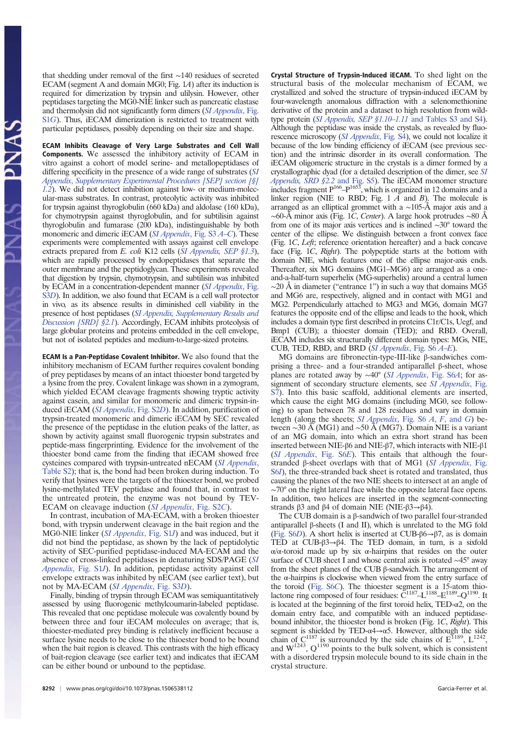that shedding under removal of the first ~140 residues of secreted ECAM (segment A and domain MG0; Fig. 1*A*) after its induction is required for dimerization by trypsin and ulilysin. However, other peptidases targeting the MG0-NIE linker such as pancreatic elastase and thermolysin did not significantly form dimers (*SI Appendix*, Fig. S1*G*). Thus, iECAM dimerization is restricted to treatment with particular peptidases, possibly depending on their size and shape.

**ECAM Inhibits Cleavage of Very Large Substrates and Cell Wall Components.** We assessed the inhibitory activity of ECAM in vitro against a cohort of model serine- and metallopeptidases of differing specificity in the presence of a wide range of substrates (*SI Appendix*, *Supplementary Experimental Procedures [SEP] section [§] 1.2*). We did not detect inhibition against low- or medium-molecular-mass substrates. In contrast, proteolytic activity was inhibited for trypsin against thyroglobulin (660 kDa) and aldolase (160 kDa), for chymotrypsin against thyroglobulin, and for subtilisin against thyroglobulin and fumarase (200 kDa), indistinguishable by both monomeric and dimeric iECAM (*SI Appendix*, Fig. S3 *A–C*). These experiments were complemented with assays against cell envelope extracts prepared from *E. coli* K12 cells (*SI Appendix*, *SEP §1.3*), which are rapidly processed by endopeptidases that separate the outer membrane and the peptidoglycan. These experiments revealed that digestion by trypsin, chymotrypsin, and subtilisin was inhibited by ECAM in a concentration-dependent manner (*SI Appendix*, Fig. S3*D*). In addition, we also found that ECAM is a cell wall protector in vivo, as its absence results in diminished cell viability in the presence of host peptidases (*SI Appendix*, *Supplementary Results and Discussion [SRD] §2.1*). Accordingly, ECAM inhibits proteolysis of large globular proteins and proteins embedded in the cell envelope, but not of isolated peptides and medium-to-large-sized proteins.

**ECAM Is a Pan-Peptidase Covalent Inhibitor.** We also found that the inhibitory mechanism of ECAM further requires covalent bonding of prey peptidases by means of an intact thioester bond targeted by a lysine from the prey. Covalent linkage was shown in a zymogram, which yielded ECAM cleavage fragments showing tryptic activity against casein, and similar for monomeric and dimeric trypsin-induced iECAM (*SI Appendix*, Fig. S2*D*). In addition, purification of trypsin-treated monomeric and dimeric iECAM by SEC revealed the presence of the peptidase in the elution peaks of the latter, as shown by activity against small fluorogenic trypsin substrates and peptide-mass fingerprinting. Evidence for the involvement of the thioester bond came from the finding that iECAM showed free cysteines compared with trypsin-untreated nECAM (*SI Appendix*, Table S2); that is, the bond had been broken during induction. To verify that lysines were the targets of the thioester bond, we probed lysine-methylated TEV peptidase and found that, in contrast to the untreated protein, the enzyme was not bound by TEV-ECAM on cleavage induction (*SI Appendix*, Fig. S2*C*).

In contrast, incubation of MA-ECAM, with a broken thioester bond, with trypsin underwent cleavage in the bait region and the MG0-NIE linker (*SI Appendix*, Fig. S1*J*) and was induced, but it did not bind the peptidase, as shown by the lack of peptidolytic activity of SEC-purified peptidase-induced MA-ECAM and the absence of cross-linked peptidases in denaturing SDS/PAGE (*SI Appendix*, Fig. S1*J*). In addition, peptidase activity against cell envelope extracts was inhibited by nECAM (see earlier text), but not by MA-ECAM (*SI Appendix*, Fig. S3*D*).

Finally, binding of trypsin through ECAM was semiquantitatively assessed by using fluorogenic methylcoumarin-labeled peptidase. This revealed that one peptidase molecule was covalently bound by between three and four iECAM molecules on average; that is, thioester-mediated prey binding is relatively inefficient because a surface lysine needs to be close to the thioester bond to be bound when the bait region is cleaved. This contrasts with the high efficacy of bait-region cleavage (see earlier text) and indicates that iECAM can be either bound or unbound to the peptidase.

**Crystal Structure of Trypsin-Induced iECAM.** To shed light on the structural basis of the molecular mechanism of ECAM, we crystallized and solved the structure of trypsin-induced iECAM by four-wavelength anomalous diffraction with a selenomethionine derivative of the protein and a dataset to high resolution from wild-type protein (*SI Appendix*, *SEP §1.10–1.11* and Tables S3 and S4). Although the peptidase was inside the crystals, as revealed by fluorescence microscopy (*SI Appendix*, Fig. S4), we could not localize it because of the low binding efficiency of iECAM (see previous section) and the intrinsic disorder in its overall conformation. The iECAM oligomeric structure in the crystals is a dimer formed by a crystallographic dyad (for a detailed description of the dimer, see *SI Appendix*, *SRD §2.2* and Fig. S5). The iECAM monomer structure includes fragment P[166]–P[1653], which is organized in 12 domains and a linker region (NIE to RBD; Fig. 1 *A* and *B*). The molecule is arranged as an elliptical grommet with a ~105-Å major axis and a ~60-Å minor axis (Fig. 1*C*, *Center*). A large hook protrudes ~80 Å from one of its major axis vertices and is inclined ~30° toward the center of the ellipse. We distinguish between a front convex face (Fig. 1*C*, *Left*; reference orientation hereafter) and a back concave face (Fig. 1*C*, *Right*). The polypeptide starts at the bottom with domain NIE, which features one of the ellipse major-axis ends. Thereafter, six MG domains (MG1–MG6) are arranged as a one-and-a-half-turn superhelix (MG-superhelix) around a central lumen ~20 Å in diameter ("entrance 1") in such a way that domains MG5 and MG6 are, respectively, aligned and in contact with MG1 and MG2. Perpendicularly attached to MG3 and MG6, domain MG7 features the opposite end of the ellipse and leads to the hook, which includes a domain type first described in proteins C1r/C1s, Uegf, and Bmp1 (CUB); a thioester domain (TED); and RBD. Overall, iECAM includes six structurally different domain types: MGs, NIE, CUB, TED, RBD, and BRD (*SI Appendix*, Fig. S6 *A–E*).

MG domains are fibronectin-type-III-like β-sandwiches comprising a three- and a four-stranded antiparallel β-sheet, whose planes are rotated away by ~40° (*SI Appendix*, Fig. S6*A*; for assignment of secondary structure elements, see *SI Appendix*, Fig. S7). Into this basic scaffold, additional elements are inserted, which cause the eight MG domains (including MG0, see following) to span between 78 and 128 residues and vary in domain length (along the sheets; *SI Appendix*, Fig. S6 *A*, *F*, and *G*) between ~30 Å (MG1) and ~50 Å (MG7). Domain NIE is a variant of an MG domain, into which an extra short strand has been inserted between NIE-β6 and NIE-β7, which interacts with NIE-β1 (*SI Appendix*, Fig. S6*E*). This entails that although the four-stranded β-sheet overlaps with that of MG1 (*SI Appendix*, Fig. S6*I*), the three-stranded back sheet is rotated and translated, thus causing the planes of the two NIE sheets to intersect at an angle of ~70° on the right lateral face while the opposite lateral face opens. In addition, two helices are inserted in the segment-connecting strands β3 and β4 of domain NIE (NIE-β3→β4).

The CUB domain is a β-sandwich of two parallel four-stranded antiparallel β-sheets (I and II), which is unrelated to the MG fold (Fig. S6*D*). A short helix is inserted at CUB-β6→β7, as is domain TED at CUB-β3→β4. The TED domain, in turn, is a sixfold α/α-toroid made up by six α-hairpins that resides on the outer surface of CUB sheet I and whose central axis is rotated ~45° away from the sheet planes of the CUB β-sandwich. The arrangement of the α-hairpins is clockwise when viewed from the entry surface of the toroid (Fig. S6*C*). The thioester segment is a 15-atom thiolactone ring composed of four residues: C[1187]–L[1188]–E[1189]–Q[1190]. It is located at the beginning of the first toroid helix, TED-α2, on the domain entry face, and compatible with an induced peptidase-bound inhibitor, the thioester bond is broken (Fig. 1*C*, *Right*). This segment is shielded by TED-α4→α5. However, although the side chain of C[1187] is surrounded by the side chains of E[1189], L[1242], and W[1243], Q[1190] points to the bulk solvent, which is consistent with a disordered trypsin molecule bound to its side chain in the crystal structure.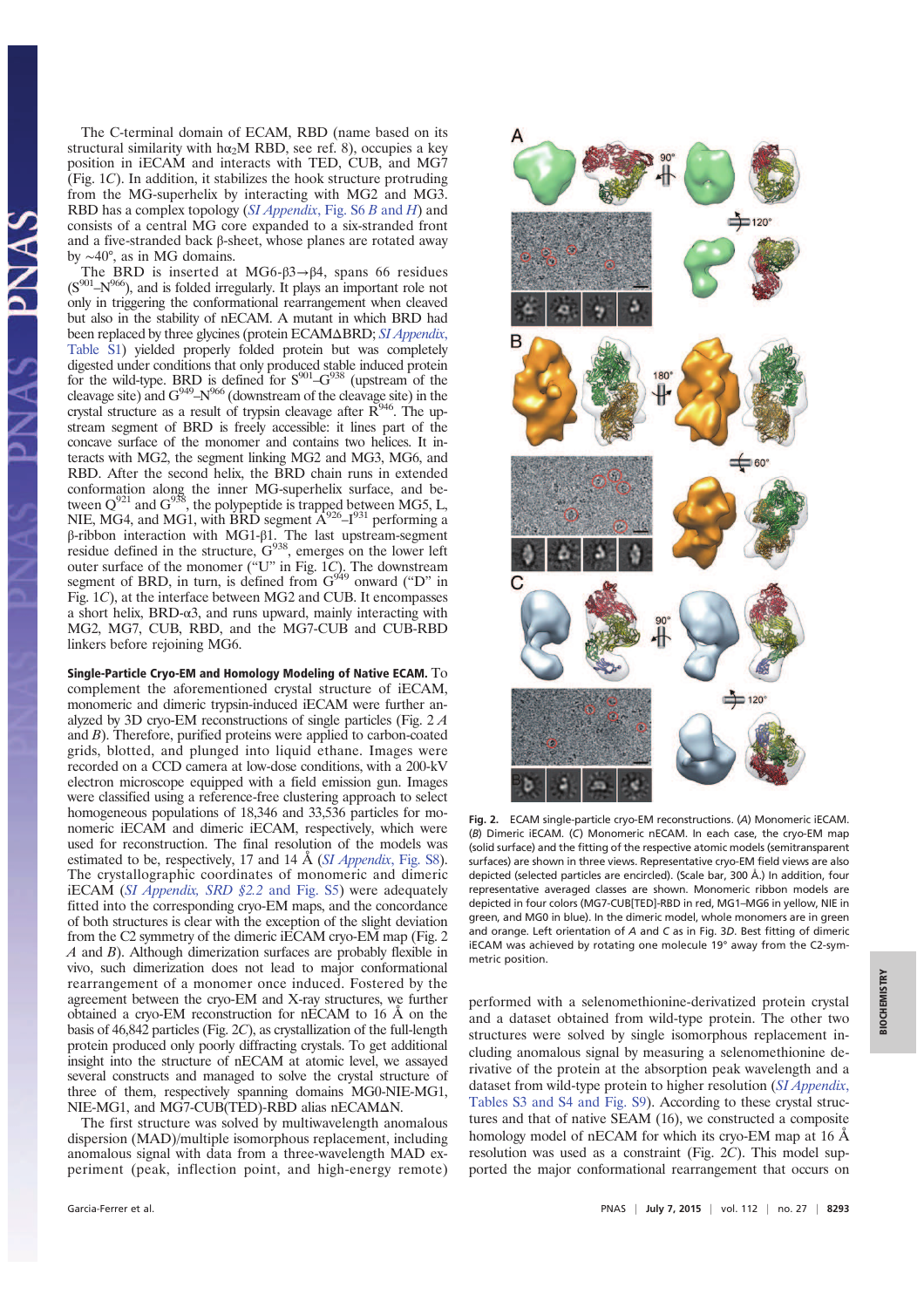The C-terminal domain of ECAM, RBD (name based on its structural similarity with h$\alpha_2$M RBD, see ref. 8), occupies a key position in iECAM and interacts with TED, CUB, and MG7 (Fig. 1*C*). In addition, it stabilizes the hook structure protruding from the MG-superhelix by interacting with MG2 and MG3. RBD has a complex topology (*SI Appendix*, Fig. S6 *B* and *H*) and consists of a central MG core expanded to a six-stranded front and a five-stranded back β-sheet, whose planes are rotated away by ∼40°, as in MG domains.

The BRD is inserted at MG6-β3→β4, spans 66 residues ($S^{901}$–$N^{966}$), and is folded irregularly. It plays an important role not only in triggering the conformational rearrangement when cleaved but also in the stability of nECAM. A mutant in which BRD had been replaced by three glycines (protein ECAMΔBRD; *SI Appendix*, Table S1) yielded properly folded protein but was completely digested under conditions that only produced stable induced protein for the wild-type. BRD is defined for $S^{901}$–$G^{938}$ (upstream of the cleavage site) and $G^{949}$–$N^{966}$ (downstream of the cleavage site) in the crystal structure as a result of trypsin cleavage after $R^{946}$. The upstream segment of BRD is freely accessible: it lines part of the concave surface of the monomer and contains two helices. It interacts with MG2, the segment linking MG2 and MG3, MG6, and RBD. After the second helix, the BRD chain runs in extended conformation along the inner MG-superhelix surface, and between $Q^{921}$ and $G^{938}$, the polypeptide is trapped between MG5, L, NIE, MG4, and MG1, with BRD segment $A^{926}$–$I^{931}$ performing a β-ribbon interaction with MG1-β1. The last upstream-segment residue defined in the structure, $G^{938}$, emerges on the lower left outer surface of the monomer ("U" in Fig. 1*C*). The downstream segment of BRD, in turn, is defined from $G^{949}$ onward ("D" in Fig. 1*C*), at the interface between MG2 and CUB. It encompasses a short helix, BRD-α3, and runs upward, mainly interacting with MG2, MG7, CUB, RBD, and the MG7-CUB and CUB-RBD linkers before rejoining MG6.

**Single-Particle Cryo-EM and Homology Modeling of Native ECAM.** To complement the aforementioned crystal structure of iECAM, monomeric and dimeric trypsin-induced iECAM were further analyzed by 3D cryo-EM reconstructions of single particles (Fig. 2 *A* and *B*). Therefore, purified proteins were applied to carbon-coated grids, blotted, and plunged into liquid ethane. Images were recorded on a CCD camera at low-dose conditions, with a 200-kV electron microscope equipped with a field emission gun. Images were classified using a reference-free clustering approach to select homogeneous populations of 18,346 and 33,536 particles for monomeric iECAM and dimeric iECAM, respectively, which were used for reconstruction. The final resolution of the models was estimated to be, respectively, 17 and 14 Å (*SI Appendix*, Fig. S8). The crystallographic coordinates of monomeric and dimeric iECAM (*SI Appendix, SRD §2.2* and Fig. S5) were adequately fitted into the corresponding cryo-EM maps, and the concordance of both structures is clear with the exception of the slight deviation from the C2 symmetry of the dimeric iECAM cryo-EM map (Fig. 2 *A* and *B*). Although dimerization surfaces are probably flexible in vivo, such dimerization does not lead to major conformational rearrangement of a monomer once induced. Fostered by the agreement between the cryo-EM and X-ray structures, we further obtained a cryo-EM reconstruction for nECAM to 16 Å on the basis of 46,842 particles (Fig. 2*C*), as crystallization of the full-length protein produced only poorly diffracting crystals. To get additional insight into the structure of nECAM at atomic level, we assayed several constructs and managed to solve the crystal structure of three of them, respectively spanning domains MG0-NIE-MG1, NIE-MG1, and MG7-CUB(TED)-RBD alias nECAMΔN.

The first structure was solved by multiwavelength anomalous dispersion (MAD)/multiple isomorphous replacement, including anomalous signal with data from a three-wavelength MAD experiment (peak, inflection point, and high-energy remote) performed with a selenomethionine-derivatized protein crystal and a dataset obtained from wild-type protein. The other two structures were solved by single isomorphous replacement including anomalous signal by measuring a selenomethionine derivative of the protein at the absorption peak wavelength and a dataset from wild-type protein to higher resolution (*SI Appendix*, Tables S3 and S4 and Fig. S9). According to these crystal structures and that of native SEAM (16), we constructed a composite homology model of nECAM for which its cryo-EM map at 16 Å resolution was used as a constraint (Fig. 2*C*). This model supported the major conformational rearrangement that occurs on

**Fig. 2.** ECAM single-particle cryo-EM reconstructions. (*A*) Monomeric iECAM. (*B*) Dimeric iECAM. (*C*) Monomeric nECAM. In each case, the cryo-EM map (solid surface) and the fitting of the respective atomic models (semitransparent surfaces) are shown in three views. Representative cryo-EM field views are also depicted (selected particles are encircled). (Scale bar, 300 Å.) In addition, four representative averaged classes are shown. Monomeric ribbon models are depicted in four colors (MG7-CUB[TED]-RBD in red, MG1–MG6 in yellow, NIE in green, and MG0 in blue). In the dimeric model, whole monomers are in green and orange. Left orientation of *A* and *C* as in Fig. 3*D*. Best fitting of dimeric iECAM was achieved by rotating one molecule 19° away from the C2-symmetric position.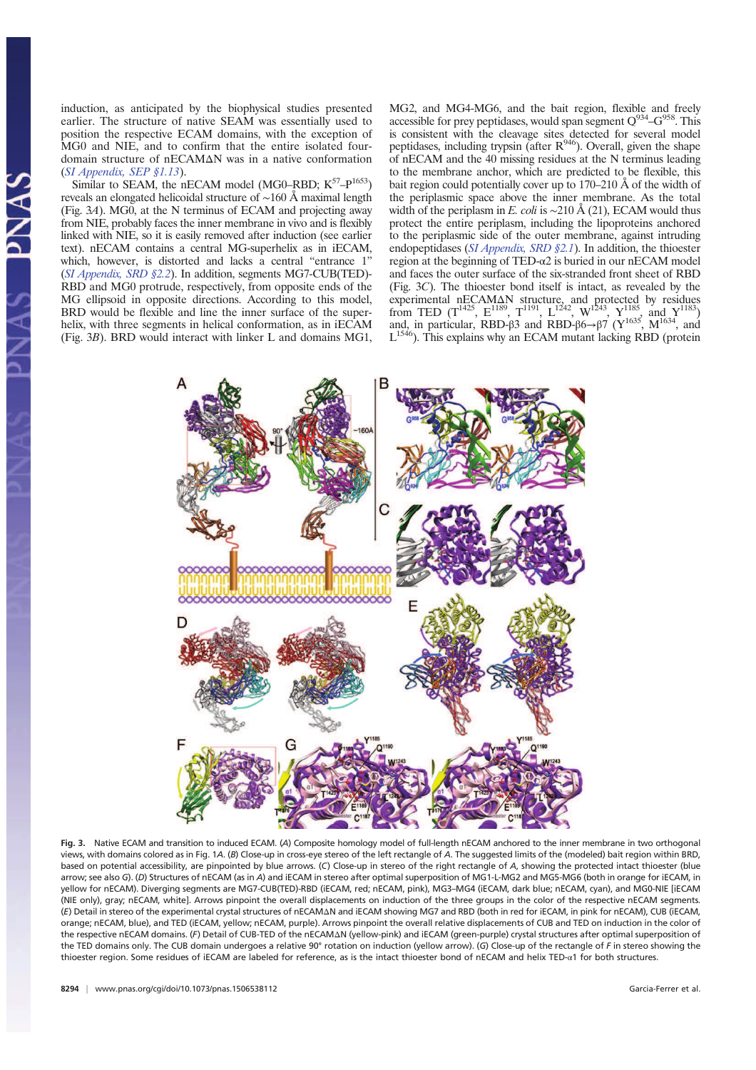induction, as anticipated by the biophysical studies presented earlier. The structure of native SEAM was essentially used to position the respective ECAM domains, with the exception of MG0 and NIE, and to confirm that the entire isolated four-domain structure of nECAMΔN was in a native conformation (*SI Appendix, SEP §1.13*).

Similar to SEAM, the nECAM model (MG0–RBD; $K^{57}$–$P^{1653}$) reveals an elongated helicoidal structure of ~160 Å maximal length (Fig. 3*A*). MG0, at the N terminus of ECAM and projecting away from NIE, probably faces the inner membrane in vivo and is flexibly linked with NIE, so it is easily removed after induction (see earlier text). nECAM contains a central MG-superhelix as in iECAM, which, however, is distorted and lacks a central "entrance 1" (*SI Appendix, SRD §2.2*). In addition, segments MG7-CUB(TED)-RBD and MG0 protrude, respectively, from opposite ends of the MG ellipsoid in opposite directions. According to this model, BRD would be flexible and line the inner surface of the superhelix, with three segments in helical conformation, as in iECAM (Fig. 3*B*). BRD would interact with linker L and domains MG1, MG2, and MG4-MG6, and the bait region, flexible and freely accessible for prey peptidases, would span segment $Q^{934}$–$G^{958}$. This is consistent with the cleavage sites detected for several model peptidases, including trypsin (after $R^{946}$). Overall, given the shape of nECAM and the 40 missing residues at the N terminus leading to the membrane anchor, which are predicted to be flexible, this bait region could potentially cover up to 170–210 Å of the width of the periplasmic space above the inner membrane. As the total width of the periplasm in *E. coli* is ~210 Å (21), ECAM would thus protect the entire periplasm, including the lipoproteins anchored to the periplasmic side of the outer membrane, against intruding endopeptidases (*SI Appendix, SRD §2.1*). In addition, the thioester region at the beginning of TED-α2 is buried in our nECAM model and faces the outer surface of the six-stranded front sheet of RBD (Fig. 3*C*). The thioester bond itself is intact, as revealed by the experimental nECAMΔN structure, and protected by residues from TED ($T^{1425}$, $E^{1189}$, $T^{1191}$, $L^{1242}$, $W^{1243}$, $Y^{1185}$, and $Y^{1183}$) and, in particular, RBD-β3 and RBD-β6→β7 ($Y^{1635}$, $M^{1634}$, and $L^{1546}$). This explains why an ECAM mutant lacking RBD (protein

**Fig. 3.** Native ECAM and transition to induced ECAM. (*A*) Composite homology model of full-length nECAM anchored to the inner membrane in two orthogonal views, with domains colored as in Fig. 1*A*. (*B*) Close-up in cross-eye stereo of the left rectangle of *A*. The suggested limits of the (modeled) bait region within BRD, based on potential accessibility, are pinpointed by blue arrows. (*C*) Close-up in stereo of the right rectangle of *A*, showing the protected intact thioester (blue arrow; see also *G*). (*D*) Structures of nECAM (as in *A*) and iECAM in stereo after optimal superposition of MG1-L-MG2 and MG5-MG6 (both in orange for iECAM, in yellow for nECAM). Diverging segments are MG7-CUB(TED)-RBD (iECAM, red; nECAM, pink), MG3–MG4 (iECAM, dark blue; nECAM, cyan), and MG0-NIE [iECAM (NIE only), gray; nECAM, white]. Arrows pinpoint the overall displacements on induction of the three groups in the color of the respective nECAM segments. (*E*) Detail in stereo of the experimental crystal structures of nECAMΔN and iECAM showing MG7 and RBD (both in red for iECAM, in pink for nECAM), CUB (iECAM, orange; nECAM, blue), and TED (iECAM, yellow; nECAM, purple). Arrows pinpoint the overall relative displacements of CUB and TED on induction in the color of the respective nECAM domains. (*F*) Detail of CUB-TED of the nECAMΔN (yellow-pink) and iECAM (green-purple) crystal structures after optimal superposition of the TED domains only. The CUB domain undergoes a relative 90° rotation on induction (yellow arrow). (*G*) Close-up of the rectangle of *F* in stereo showing the thioester region. Some residues of iECAM are labeled for reference, as is the intact thioester bond of nECAM and helix TED-α1 for both structures.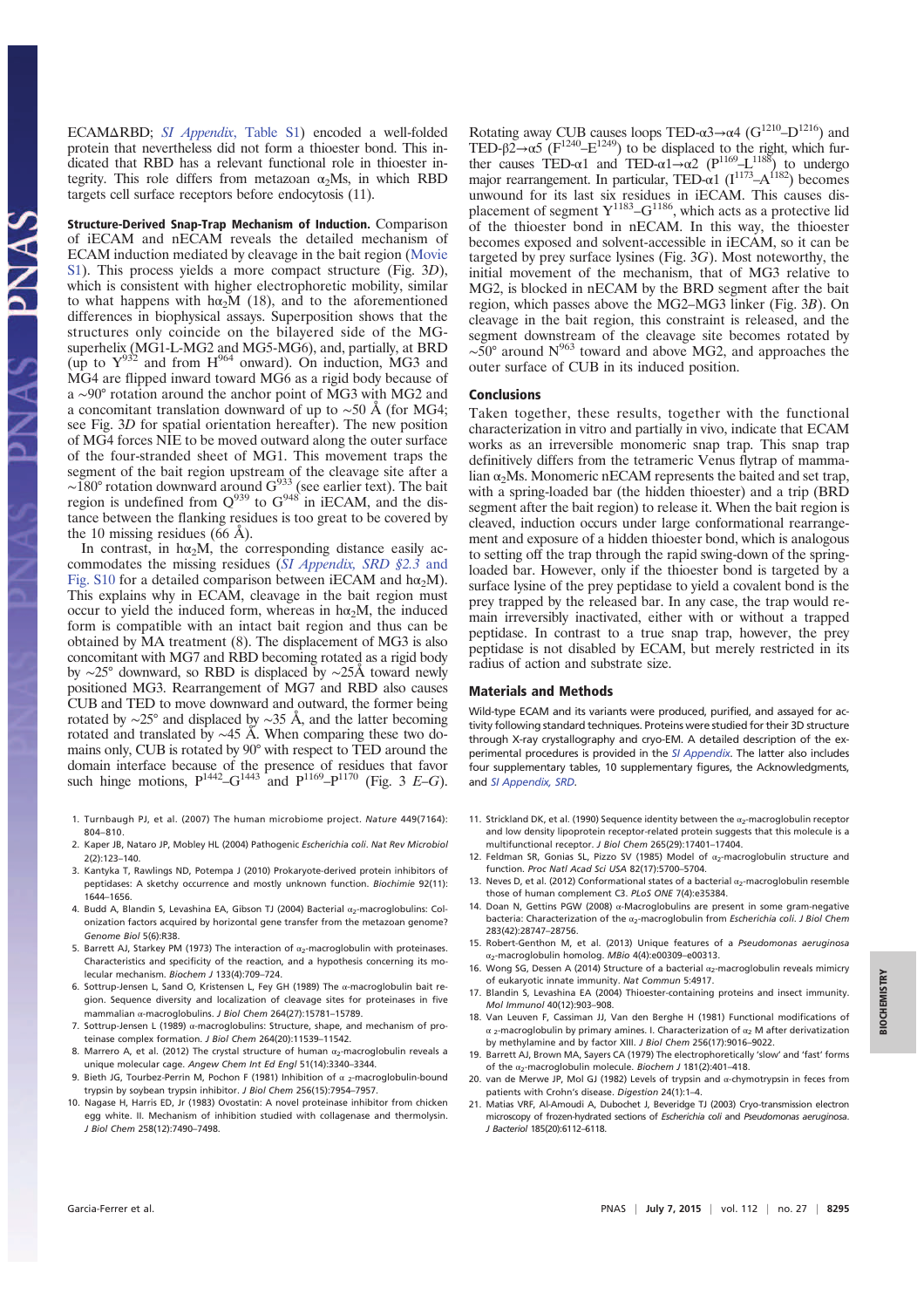ECAMΔRBD; *SI Appendix*, Table S1) encoded a well-folded protein that nevertheless did not form a thioester bond. This indicated that RBD has a relevant functional role in thioester integrity. This role differs from metazoan $\alpha_2$Ms, in which RBD targets cell surface receptors before endocytosis (11).

**Structure-Derived Snap-Trap Mechanism of Induction.** Comparison of iECAM and nECAM reveals the detailed mechanism of ECAM induction mediated by cleavage in the bait region (Movie S1). This process yields a more compact structure (Fig. 3*D*), which is consistent with higher electrophoretic mobility, similar to what happens with h$\alpha_2$M (18), and to the aforementioned differences in biophysical assays. Superposition shows that the structures only coincide on the bilayered side of the MG-superhelix (MG1-L-MG2 and MG5-MG6), and, partially, at BRD (up to Y[932] and from H[964] onward). On induction, MG3 and MG4 are flipped inward toward MG6 as a rigid body because of a ∼90° rotation around the anchor point of MG3 with MG2 and a concomitant translation downward of up to ∼50 Å (for MG4; see Fig. 3*D* for spatial orientation hereafter). The new position of MG4 forces NIE to be moved outward along the outer surface of the four-stranded sheet of MG1. This movement traps the segment of the bait region upstream of the cleavage site after a ∼180° rotation downward around G[933] (see earlier text). The bait region is undefined from Q[939] to G[948] in iECAM, and the distance between the flanking residues is too great to be covered by the 10 missing residues (66 Å).

In contrast, in h$\alpha_2$M, the corresponding distance easily accommodates the missing residues (*SI Appendix, SRD §2.3* and Fig. S10 for a detailed comparison between iECAM and h$\alpha_2$M). This explains why in ECAM, cleavage in the bait region must occur to yield the induced form, whereas in h$\alpha_2$M, the induced form is compatible with an intact bait region and thus can be obtained by MA treatment (8). The displacement of MG3 is also concomitant with MG7 and RBD becoming rotated as a rigid body by ∼25° downward, so RBD is displaced by ∼25Å toward newly positioned MG3. Rearrangement of MG7 and RBD also causes CUB and TED to move downward and outward, the former being rotated by ∼25° and displaced by ∼35 Å, and the latter becoming rotated and translated by ∼45 Å. When comparing these two domains only, CUB is rotated by 90° with respect to TED around the domain interface because of the presence of residues that favor such hinge motions, P[1442]–G[1443] and P[1169]–P[1170] (Fig. 3 *E*–*G*). Rotating away CUB causes loops TED-α3→α4 (G[1210]–D[1216]) and TED-β2→α5 (F[1240]–E[1249]) to be displaced to the right, which further causes TED-α1 and TED-α1→α2 (P[1169]–L[1188]) to undergo major rearrangement. In particular, TED-α1 (I[1173]–A[1182]) becomes unwound for its last six residues in iECAM. This causes displacement of segment Y[1183]–G[1186], which acts as a protective lid of the thioester bond in nECAM. In this way, the thioester becomes exposed and solvent-accessible in iECAM, so it can be targeted by prey surface lysines (Fig. 3*G*). Most noteworthy, the initial movement of the mechanism, that of MG3 relative to MG2, is blocked in nECAM by the BRD segment after the bait region, which passes above the MG2–MG3 linker (Fig. 3*B*). On cleavage in the bait region, this constraint is released, and the segment downstream of the cleavage site becomes rotated by ∼50° around N[963] toward and above MG2, and approaches the outer surface of CUB in its induced position.

## Conclusions

Taken together, these results, together with the functional characterization in vitro and partially in vivo, indicate that ECAM works as an irreversible monomeric snap trap. This snap trap definitively differs from the tetrameric Venus flytrap of mammalian $\alpha_2$Ms. Monomeric nECAM represents the baited and set trap, with a spring-loaded bar (the hidden thioester) and a trip (BRD segment after the bait region) to release it. When the bait region is cleaved, induction occurs under large conformational rearrangement and exposure of a hidden thioester bond, which is analogous to setting off the trap through the rapid swing-down of the spring-loaded bar. However, only if the thioester bond is targeted by a surface lysine of the prey peptidase to yield a covalent bond is the prey trapped by the released bar. In any case, the trap would remain irreversibly inactivated, either with or without a trapped peptidase. In contrast to a true snap trap, however, the prey peptidase is not disabled by ECAM, but merely restricted in its radius of action and substrate size.

## Materials and Methods

Wild-type ECAM and its variants were produced, purified, and assayed for activity following standard techniques. Proteins were studied for their 3D structure through X-ray crystallography and cryo-EM. A detailed description of the experimental procedures is provided in the *SI Appendix*. The latter also includes four supplementary tables, 10 supplementary figures, the Acknowledgments, and *SI Appendix, SRD*.

1. Turnbaugh PJ, et al. (2007) The human microbiome project. *Nature* 449(7164): 804–810.
2. Kaper JB, Nataro JP, Mobley HL (2004) Pathogenic *Escherichia coli*. *Nat Rev Microbiol* 2(2):123–140.
3. Kantyka T, Rawlings ND, Potempa J (2010) Prokaryote-derived protein inhibitors of peptidases: A sketchy occurrence and mostly unknown function. *Biochimie* 92(11): 1644–1656.
4. Budd A, Blandin S, Levashina EA, Gibson TJ (2004) Bacterial $\alpha_2$-macroglobulins: Colonization factors acquired by horizontal gene transfer from the metazoan genome? *Genome Biol* 5(6):R38.
5. Barrett AJ, Starkey PM (1973) The interaction of $\alpha_2$-macroglobulin with proteinases. Characteristics and specificity of the reaction, and a hypothesis concerning its molecular mechanism. *Biochem J* 133(4):709–724.
6. Sottrup-Jensen L, Sand O, Kristensen L, Fey GH (1989) The α-macroglobulin bait region. Sequence diversity and localization of cleavage sites for proteinases in five mammalian α-macroglobulins. *J Biol Chem* 264(27):15781–15789.
7. Sottrup-Jensen L (1989) α-macroglobulins: Structure, shape, and mechanism of proteinase complex formation. *J Biol Chem* 264(20):11539–11542.
8. Marrero A, et al. (2012) The crystal structure of human $\alpha_2$-macroglobulin reveals a unique molecular cage. *Angew Chem Int Ed Engl* 51(14):3340–3344.
9. Bieth JG, Tourbez-Perrin M, Pochon F (1981) Inhibition of $\alpha_2$-macroglobulin-bound trypsin by soybean trypsin inhibitor. *J Biol Chem* 256(15):7954–7957.
10. Nagase H, Harris ED, Jr (1983) Ovostatin: A novel proteinase inhibitor from chicken egg white. II. Mechanism of inhibition studied with collagenase and thermolysin. *J Biol Chem* 258(12):7490–7498.
11. Strickland DK, et al. (1990) Sequence identity between the $\alpha_2$-macroglobulin receptor and low density lipoprotein receptor-related protein suggests that this molecule is a multifunctional receptor. *J Biol Chem* 265(29):17401–17404.
12. Feldman SR, Gonias SL, Pizzo SV (1985) Model of $\alpha_2$-macroglobulin structure and function. *Proc Natl Acad Sci USA* 82(17):5700–5704.
13. Neves D, et al. (2012) Conformational states of a bacterial $\alpha_2$-macroglobulin resemble those of human complement C3. *PLoS ONE* 7(4):e35384.
14. Doan N, Gettins PGW (2008) α-Macroglobulins are present in some gram-negative bacteria: Characterization of the $\alpha_2$-macroglobulin from *Escherichia coli*. *J Biol Chem* 283(42):28747–28756.
15. Robert-Genthon M, et al. (2013) Unique features of a *Pseudomonas aeruginosa* $\alpha_2$-macroglobulin homolog. *MBio* 4(4):e00309–e00313.
16. Wong SG, Dessen A (2014) Structure of a bacterial $\alpha_2$-macroglobulin reveals mimicry of eukaryotic innate immunity. *Nat Commun* 5:4917.
17. Blandin S, Levashina EA (2004) Thioester-containing proteins and insect immunity. *Mol Immunol* 40(12):903–908.
18. Van Leuven F, Cassiman JJ, Van den Berghe H (1981) Functional modifications of $\alpha_2$-macroglobulin by primary amines. I. Characterization of $\alpha_2$ M after derivatization by methylamine and by factor XIII. *J Biol Chem* 256(17):9016–9022.
19. Barrett AJ, Brown MA, Sayers CA (1979) The electrophoretically 'slow' and 'fast' forms of the $\alpha_2$-macroglobulin molecule. *Biochem J* 181(2):401–418.
20. van de Merwe JP, Mol GJ (1982) Levels of trypsin and α-chymotrypsin in feces from patients with Crohn's disease. *Digestion* 24(1):1–4.
21. Matias VRF, Al-Amoudi A, Dubochet J, Beveridge TJ (2003) Cryo-transmission electron microscopy of frozen-hydrated sections of *Escherichia coli* and *Pseudomonas aeruginosa*. *J Bacteriol* 185(20):6112–6118.